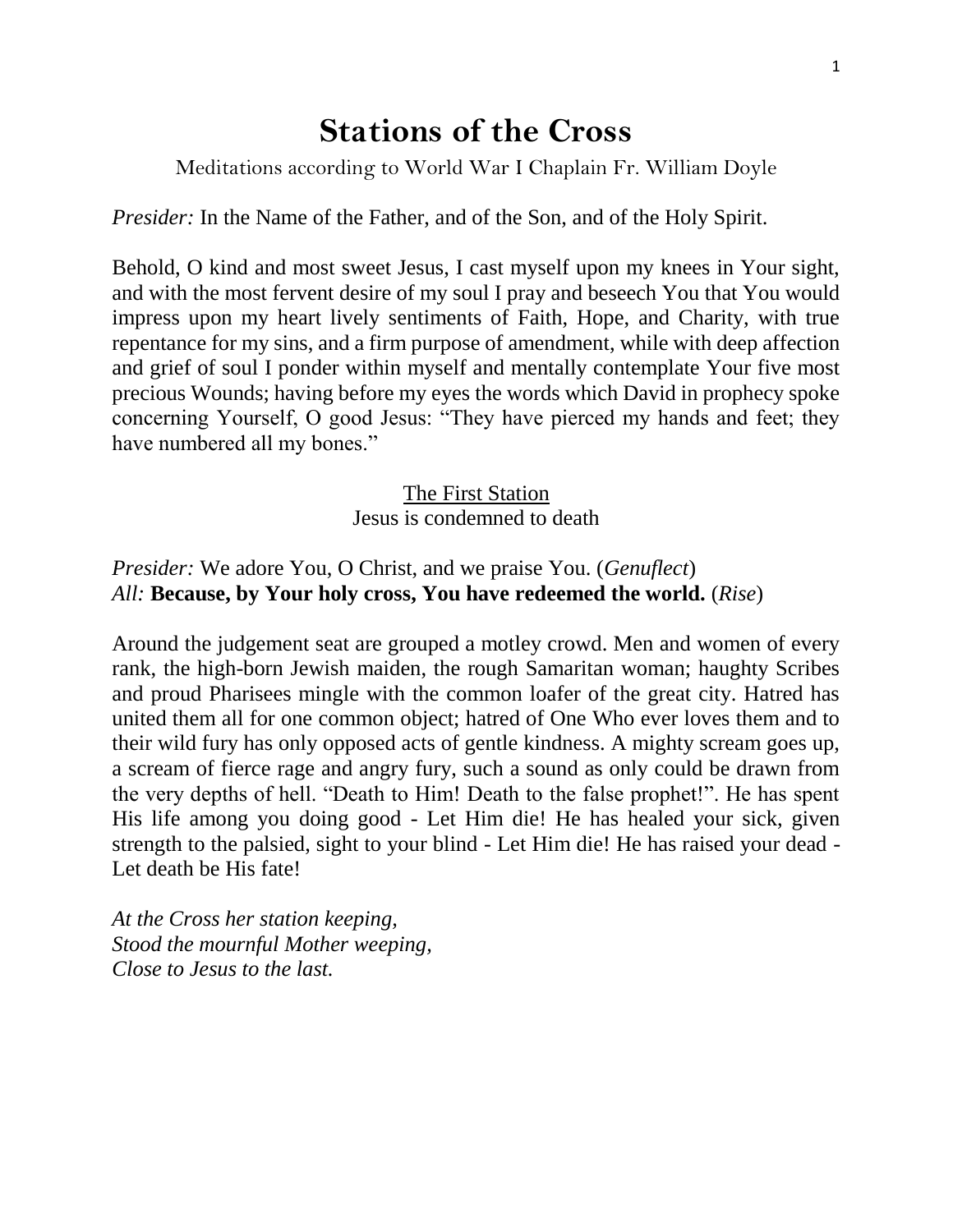# Stations of the Cross

Meditations according to World War I Chaplain Fr. William Doyle

*Presider:* In the Name of the Father, and of the Son, and of the Holy Spirit.

Behold, O kind and most sweet Jesus, I cast myself upon my knees in Your sight, and with the most fervent desire of my soul I pray and beseech You that You would impress upon my heart lively sentiments of Faith, Hope, and Charity, with true repentance for my sins, and a firm purpose of amendment, while with deep affection and grief of soul I ponder within myself and mentally contemplate Your five most precious Wounds; having before my eyes the words which David in prophecy spoke concerning Yourself, O good Jesus: "They have pierced my hands and feet; they have numbered all my bones."

## The First Station

Jesus is condemned to death

*Presider:* We adore You, O Christ, and we praise You. (*Genuflect*)
*All:* **Because, by Your holy cross, You have redeemed the world.** (*Rise*)

Around the judgement seat are grouped a motley crowd. Men and women of every rank, the high-born Jewish maiden, the rough Samaritan woman; haughty Scribes and proud Pharisees mingle with the common loafer of the great city. Hatred has united them all for one common object; hatred of One Who ever loves them and to their wild fury has only opposed acts of gentle kindness. A mighty scream goes up, a scream of fierce rage and angry fury, such a sound as only could be drawn from the very depths of hell. "Death to Him! Death to the false prophet!". He has spent His life among you doing good - Let Him die! He has healed your sick, given strength to the palsied, sight to your blind - Let Him die! He has raised your dead - Let death be His fate!

*At the Cross her station keeping,*
*Stood the mournful Mother weeping,*
*Close to Jesus to the last.*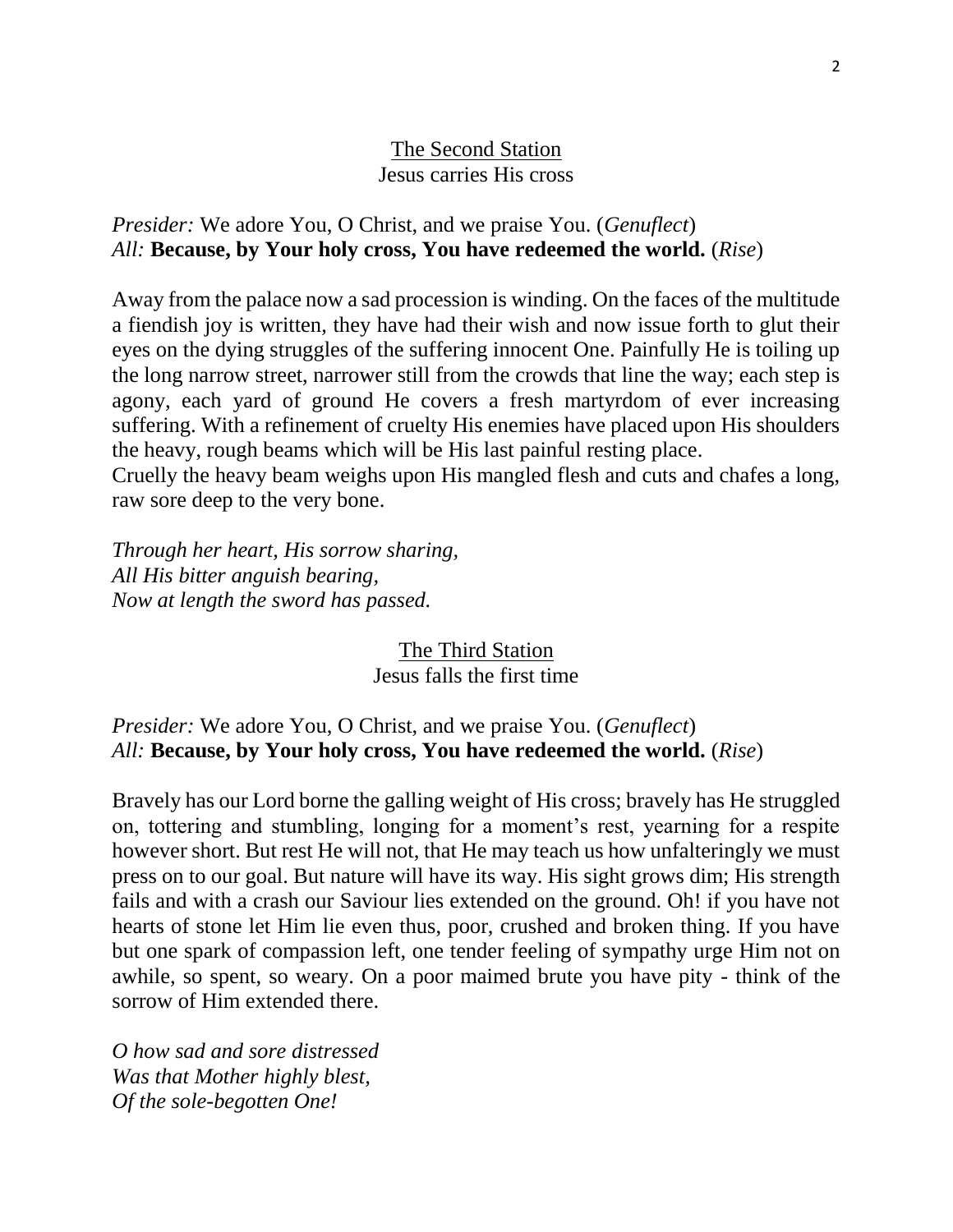## The Second Station

Jesus carries His cross

*Presider:* We adore You, O Christ, and we praise You. (*Genuflect*)
*All:* **Because, by Your holy cross, You have redeemed the world.** (*Rise*)

Away from the palace now a sad procession is winding. On the faces of the multitude a fiendish joy is written, they have had their wish and now issue forth to glut their eyes on the dying struggles of the suffering innocent One. Painfully He is toiling up the long narrow street, narrower still from the crowds that line the way; each step is agony, each yard of ground He covers a fresh martyrdom of ever increasing suffering. With a refinement of cruelty His enemies have placed upon His shoulders the heavy, rough beams which will be His last painful resting place.
Cruelly the heavy beam weighs upon His mangled flesh and cuts and chafes a long, raw sore deep to the very bone.

*Through her heart, His sorrow sharing,*
*All His bitter anguish bearing,*
*Now at length the sword has passed.*

## The Third Station

Jesus falls the first time

*Presider:* We adore You, O Christ, and we praise You. (*Genuflect*)
*All:* **Because, by Your holy cross, You have redeemed the world.** (*Rise*)

Bravely has our Lord borne the galling weight of His cross; bravely has He struggled on, tottering and stumbling, longing for a moment's rest, yearning for a respite however short. But rest He will not, that He may teach us how unfalteringly we must press on to our goal. But nature will have its way. His sight grows dim; His strength fails and with a crash our Saviour lies extended on the ground. Oh! if you have not hearts of stone let Him lie even thus, poor, crushed and broken thing. If you have but one spark of compassion left, one tender feeling of sympathy urge Him not on awhile, so spent, so weary. On a poor maimed brute you have pity - think of the sorrow of Him extended there.

*O how sad and sore distressed*
*Was that Mother highly blest,*
*Of the sole-begotten One!*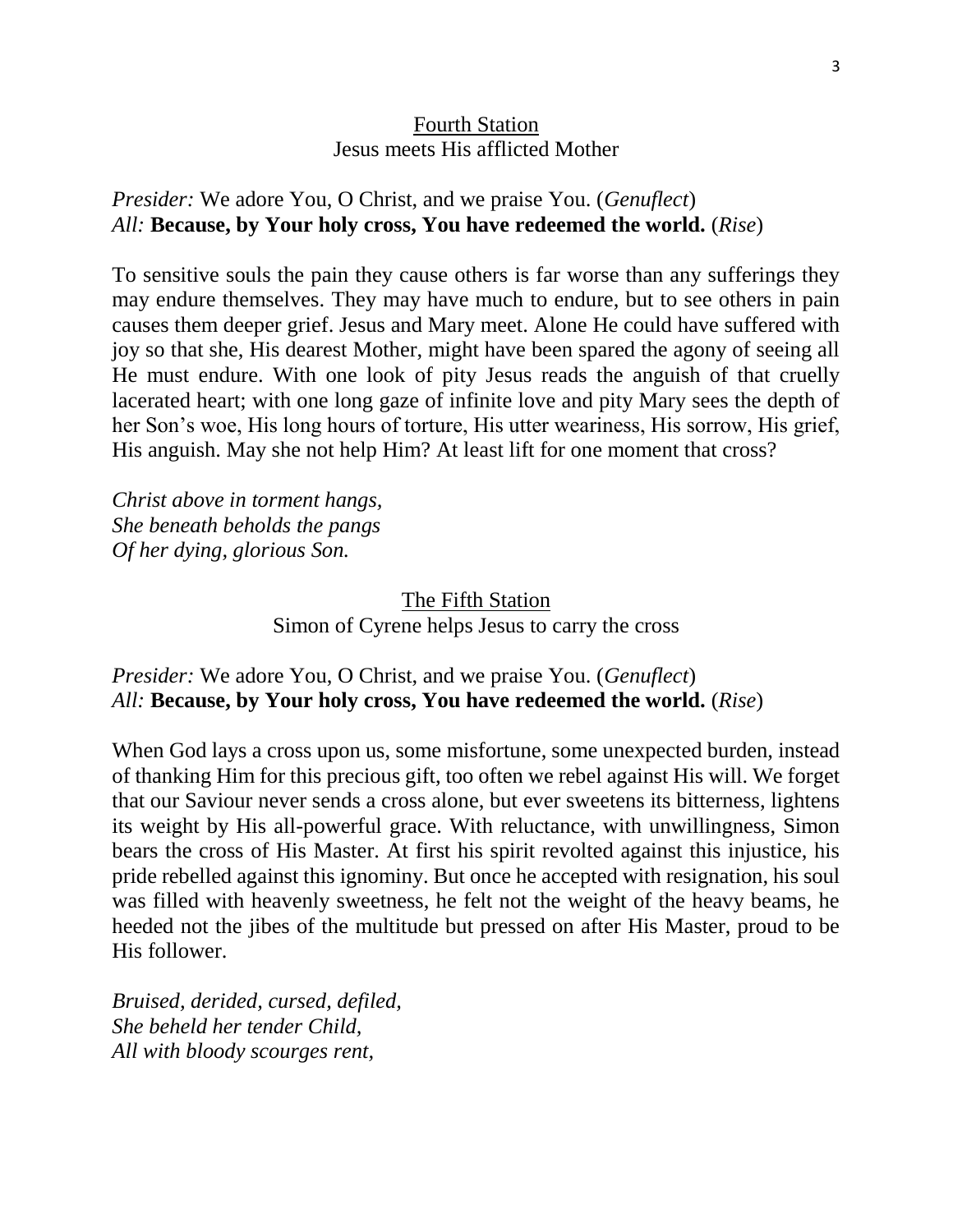## Fourth Station
### Jesus meets His afflicted Mother

*Presider:* We adore You, O Christ, and we praise You. (*Genuflect*)
*All:* **Because, by Your holy cross, You have redeemed the world.** (*Rise*)

To sensitive souls the pain they cause others is far worse than any sufferings they may endure themselves. They may have much to endure, but to see others in pain causes them deeper grief. Jesus and Mary meet. Alone He could have suffered with joy so that she, His dearest Mother, might have been spared the agony of seeing all He must endure. With one look of pity Jesus reads the anguish of that cruelly lacerated heart; with one long gaze of infinite love and pity Mary sees the depth of her Son's woe, His long hours of torture, His utter weariness, His sorrow, His grief, His anguish. May she not help Him? At least lift for one moment that cross?

*Christ above in torment hangs,*
*She beneath beholds the pangs*
*Of her dying, glorious Son.*

## The Fifth Station
### Simon of Cyrene helps Jesus to carry the cross

*Presider:* We adore You, O Christ, and we praise You. (*Genuflect*)
*All:* **Because, by Your holy cross, You have redeemed the world.** (*Rise*)

When God lays a cross upon us, some misfortune, some unexpected burden, instead of thanking Him for this precious gift, too often we rebel against His will. We forget that our Saviour never sends a cross alone, but ever sweetens its bitterness, lightens its weight by His all-powerful grace. With reluctance, with unwillingness, Simon bears the cross of His Master. At first his spirit revolted against this injustice, his pride rebelled against this ignominy. But once he accepted with resignation, his soul was filled with heavenly sweetness, he felt not the weight of the heavy beams, he heeded not the jibes of the multitude but pressed on after His Master, proud to be His follower.

*Bruised, derided, cursed, defiled,*
*She beheld her tender Child,*
*All with bloody scourges rent,*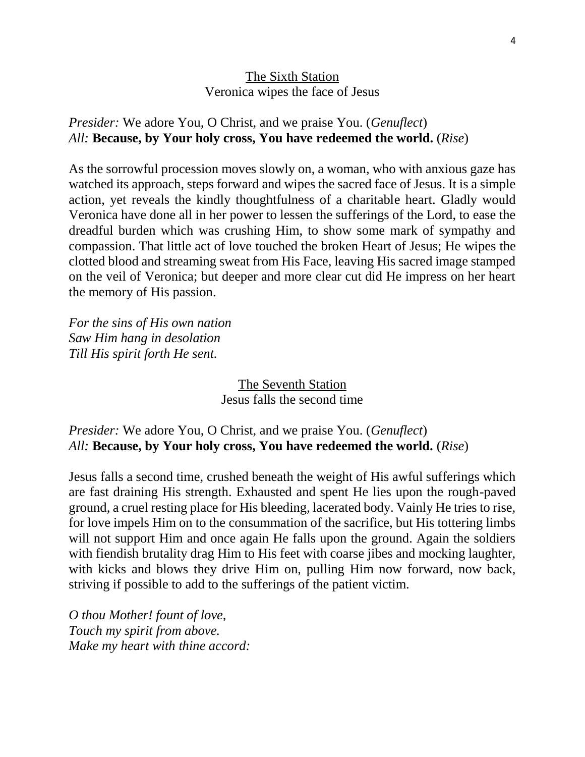## The Sixth Station
Veronica wipes the face of Jesus

*Presider:* We adore You, O Christ, and we praise You. (*Genuflect*)
*All:* **Because, by Your holy cross, You have redeemed the world.** (*Rise*)

As the sorrowful procession moves slowly on, a woman, who with anxious gaze has watched its approach, steps forward and wipes the sacred face of Jesus. It is a simple action, yet reveals the kindly thoughtfulness of a charitable heart. Gladly would Veronica have done all in her power to lessen the sufferings of the Lord, to ease the dreadful burden which was crushing Him, to show some mark of sympathy and compassion. That little act of love touched the broken Heart of Jesus; He wipes the clotted blood and streaming sweat from His Face, leaving His sacred image stamped on the veil of Veronica; but deeper and more clear cut did He impress on her heart the memory of His passion.

*For the sins of His own nation*
*Saw Him hang in desolation*
*Till His spirit forth He sent.*

## The Seventh Station
Jesus falls the second time

*Presider:* We adore You, O Christ, and we praise You. (*Genuflect*)
*All:* **Because, by Your holy cross, You have redeemed the world.** (*Rise*)

Jesus falls a second time, crushed beneath the weight of His awful sufferings which are fast draining His strength. Exhausted and spent He lies upon the rough-paved ground, a cruel resting place for His bleeding, lacerated body. Vainly He tries to rise, for love impels Him on to the consummation of the sacrifice, but His tottering limbs will not support Him and once again He falls upon the ground. Again the soldiers with fiendish brutality drag Him to His feet with coarse jibes and mocking laughter, with kicks and blows they drive Him on, pulling Him now forward, now back, striving if possible to add to the sufferings of the patient victim.

*O thou Mother! fount of love,*
*Touch my spirit from above.*
*Make my heart with thine accord:*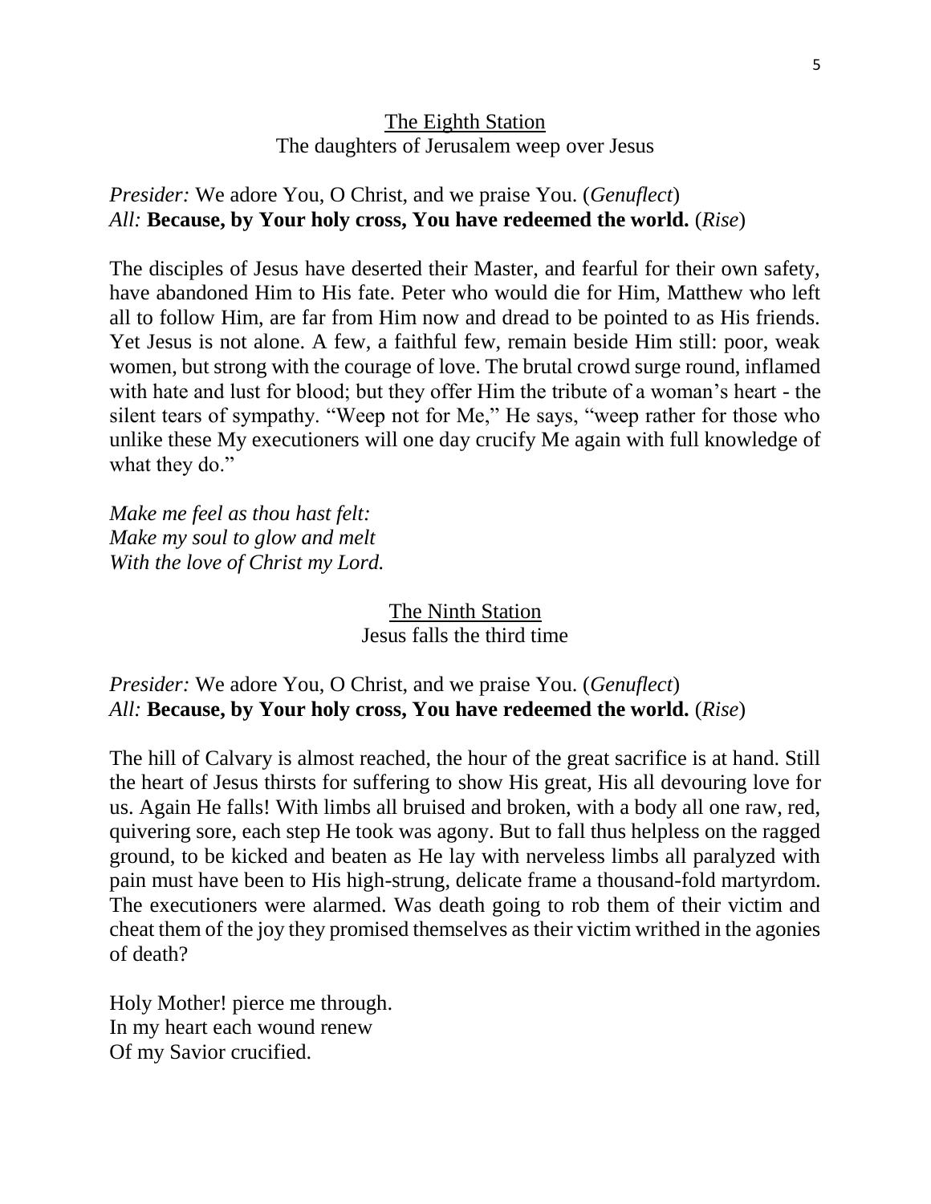## The Eighth Station
The daughters of Jerusalem weep over Jesus

*Presider:* We adore You, O Christ, and we praise You. (*Genuflect*)
*All:* **Because, by Your holy cross, You have redeemed the world.** (*Rise*)

The disciples of Jesus have deserted their Master, and fearful for their own safety, have abandoned Him to His fate. Peter who would die for Him, Matthew who left all to follow Him, are far from Him now and dread to be pointed to as His friends. Yet Jesus is not alone. A few, a faithful few, remain beside Him still: poor, weak women, but strong with the courage of love. The brutal crowd surge round, inflamed with hate and lust for blood; but they offer Him the tribute of a woman's heart - the silent tears of sympathy. "Weep not for Me," He says, "weep rather for those who unlike these My executioners will one day crucify Me again with full knowledge of what they do."

*Make me feel as thou hast felt:*
*Make my soul to glow and melt*
*With the love of Christ my Lord.*

## The Ninth Station
Jesus falls the third time

*Presider:* We adore You, O Christ, and we praise You. (*Genuflect*)
*All:* **Because, by Your holy cross, You have redeemed the world.** (*Rise*)

The hill of Calvary is almost reached, the hour of the great sacrifice is at hand. Still the heart of Jesus thirsts for suffering to show His great, His all devouring love for us. Again He falls! With limbs all bruised and broken, with a body all one raw, red, quivering sore, each step He took was agony. But to fall thus helpless on the ragged ground, to be kicked and beaten as He lay with nerveless limbs all paralyzed with pain must have been to His high-strung, delicate frame a thousand-fold martyrdom. The executioners were alarmed. Was death going to rob them of their victim and cheat them of the joy they promised themselves as their victim writhed in the agonies of death?

Holy Mother! pierce me through.
In my heart each wound renew
Of my Savior crucified.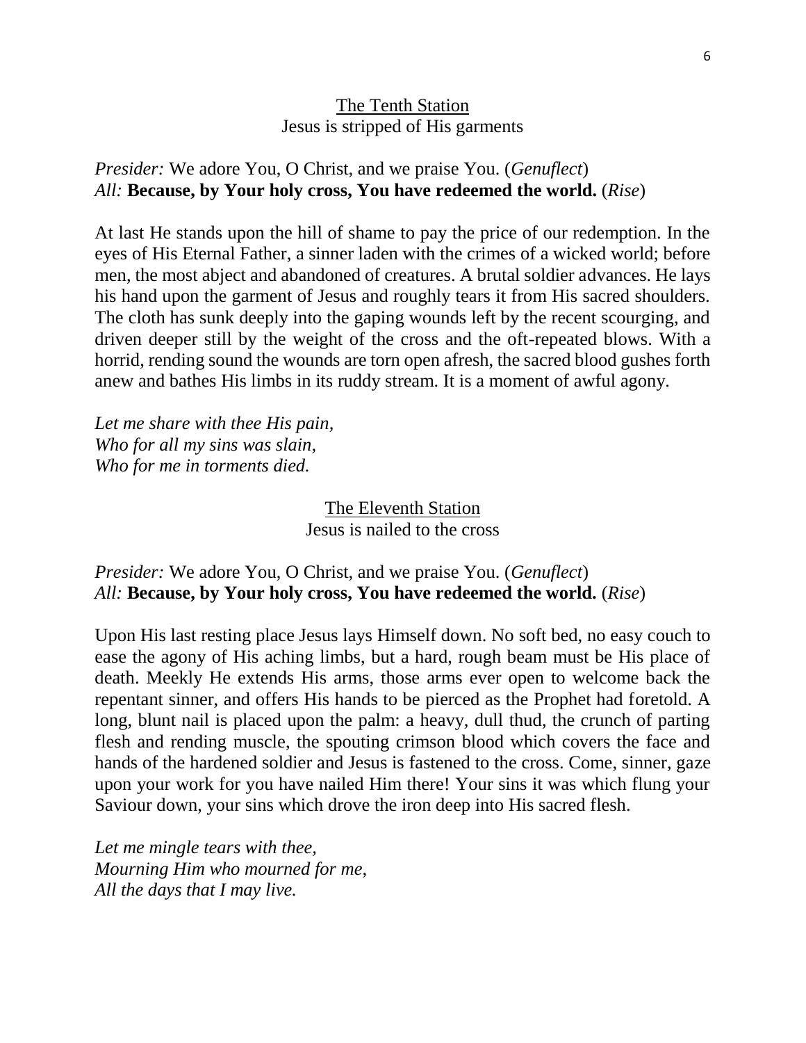## The Tenth Station
Jesus is stripped of His garments

*Presider:* We adore You, O Christ, and we praise You. (*Genuflect*)
*All:* **Because, by Your holy cross, You have redeemed the world.** (*Rise*)

At last He stands upon the hill of shame to pay the price of our redemption. In the eyes of His Eternal Father, a sinner laden with the crimes of a wicked world; before men, the most abject and abandoned of creatures. A brutal soldier advances. He lays his hand upon the garment of Jesus and roughly tears it from His sacred shoulders. The cloth has sunk deeply into the gaping wounds left by the recent scourging, and driven deeper still by the weight of the cross and the oft-repeated blows. With a horrid, rending sound the wounds are torn open afresh, the sacred blood gushes forth anew and bathes His limbs in its ruddy stream. It is a moment of awful agony.

*Let me share with thee His pain,*
*Who for all my sins was slain,*
*Who for me in torments died.*

## The Eleventh Station
Jesus is nailed to the cross

*Presider:* We adore You, O Christ, and we praise You. (*Genuflect*)
*All:* **Because, by Your holy cross, You have redeemed the world.** (*Rise*)

Upon His last resting place Jesus lays Himself down. No soft bed, no easy couch to ease the agony of His aching limbs, but a hard, rough beam must be His place of death. Meekly He extends His arms, those arms ever open to welcome back the repentant sinner, and offers His hands to be pierced as the Prophet had foretold. A long, blunt nail is placed upon the palm: a heavy, dull thud, the crunch of parting flesh and rending muscle, the spouting crimson blood which covers the face and hands of the hardened soldier and Jesus is fastened to the cross. Come, sinner, gaze upon your work for you have nailed Him there! Your sins it was which flung your Saviour down, your sins which drove the iron deep into His sacred flesh.

*Let me mingle tears with thee,*
*Mourning Him who mourned for me,*
*All the days that I may live.*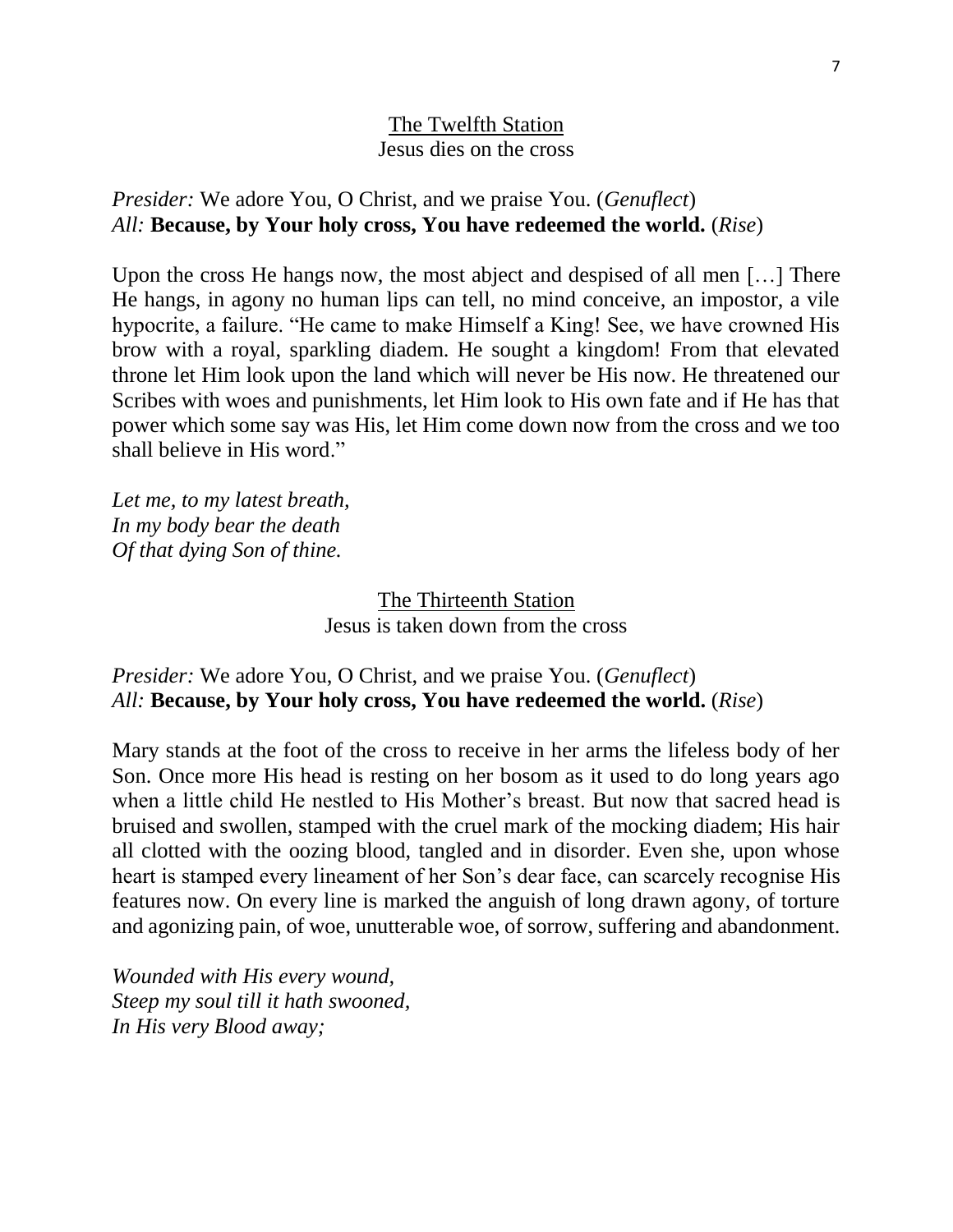## The Twelfth Station
Jesus dies on the cross

*Presider:* We adore You, O Christ, and we praise You. (*Genuflect*)
*All:* **Because, by Your holy cross, You have redeemed the world.** (*Rise*)

Upon the cross He hangs now, the most abject and despised of all men […] There He hangs, in agony no human lips can tell, no mind conceive, an impostor, a vile hypocrite, a failure. "He came to make Himself a King! See, we have crowned His brow with a royal, sparkling diadem. He sought a kingdom! From that elevated throne let Him look upon the land which will never be His now. He threatened our Scribes with woes and punishments, let Him look to His own fate and if He has that power which some say was His, let Him come down now from the cross and we too shall believe in His word."

*Let me, to my latest breath,*
*In my body bear the death*
*Of that dying Son of thine.*

## The Thirteenth Station
Jesus is taken down from the cross

*Presider:* We adore You, O Christ, and we praise You. (*Genuflect*)
*All:* **Because, by Your holy cross, You have redeemed the world.** (*Rise*)

Mary stands at the foot of the cross to receive in her arms the lifeless body of her Son. Once more His head is resting on her bosom as it used to do long years ago when a little child He nestled to His Mother's breast. But now that sacred head is bruised and swollen, stamped with the cruel mark of the mocking diadem; His hair all clotted with the oozing blood, tangled and in disorder. Even she, upon whose heart is stamped every lineament of her Son's dear face, can scarcely recognise His features now. On every line is marked the anguish of long drawn agony, of torture and agonizing pain, of woe, unutterable woe, of sorrow, suffering and abandonment.

*Wounded with His every wound,*
*Steep my soul till it hath swooned,*
*In His very Blood away;*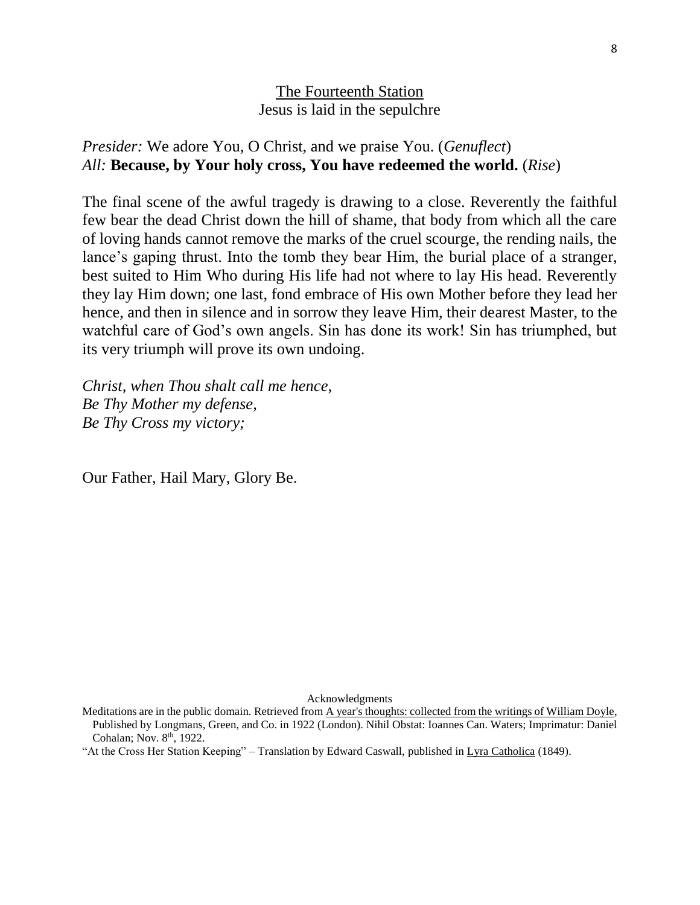## The Fourteenth Station

Jesus is laid in the sepulchre

*Presider:* We adore You, O Christ, and we praise You. (*Genuflect*)
*All:* **Because, by Your holy cross, You have redeemed the world.** (*Rise*)

The final scene of the awful tragedy is drawing to a close. Reverently the faithful few bear the dead Christ down the hill of shame, that body from which all the care of loving hands cannot remove the marks of the cruel scourge, the rending nails, the lance's gaping thrust. Into the tomb they bear Him, the burial place of a stranger, best suited to Him Who during His life had not where to lay His head. Reverently they lay Him down; one last, fond embrace of His own Mother before they lead her hence, and then in silence and in sorrow they leave Him, their dearest Master, to the watchful care of God's own angels. Sin has done its work! Sin has triumphed, but its very triumph will prove its own undoing.

*Christ, when Thou shalt call me hence,*
*Be Thy Mother my defense,*
*Be Thy Cross my victory;*

Our Father, Hail Mary, Glory Be.

Acknowledgments

Meditations are in the public domain. Retrieved from A year's thoughts: collected from the writings of William Doyle, Published by Longmans, Green, and Co. in 1922 (London). Nihil Obstat: Ioannes Can. Waters; Imprimatur: Daniel Cohalan; Nov. 8th, 1922.

"At the Cross Her Station Keeping" – Translation by Edward Caswall, published in Lyra Catholica (1849).